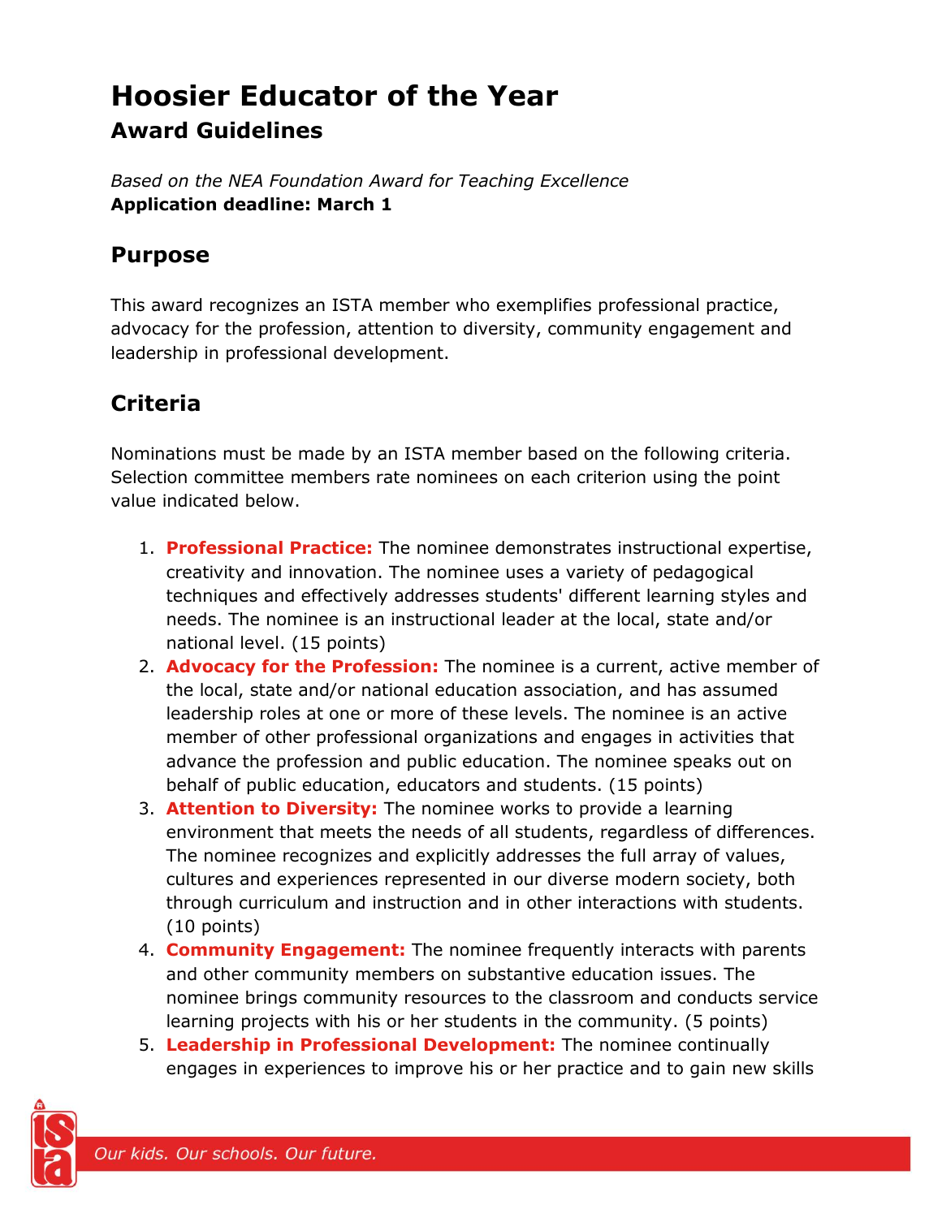# Hoosier Educator of the Year

### Award Guidelines

*Based on the NEA Foundation Award for Teaching Excellence*
**Application deadline: March 1**

## Purpose

This award recognizes an ISTA member who exemplifies professional practice, advocacy for the profession, attention to diversity, community engagement and leadership in professional development.

## Criteria

Nominations must be made by an ISTA member based on the following criteria. Selection committee members rate nominees on each criterion using the point value indicated below.

1. **Professional Practice:** The nominee demonstrates instructional expertise, creativity and innovation. The nominee uses a variety of pedagogical techniques and effectively addresses students' different learning styles and needs. The nominee is an instructional leader at the local, state and/or national level. (15 points)
2. **Advocacy for the Profession:** The nominee is a current, active member of the local, state and/or national education association, and has assumed leadership roles at one or more of these levels. The nominee is an active member of other professional organizations and engages in activities that advance the profession and public education. The nominee speaks out on behalf of public education, educators and students. (15 points)
3. **Attention to Diversity:** The nominee works to provide a learning environment that meets the needs of all students, regardless of differences. The nominee recognizes and explicitly addresses the full array of values, cultures and experiences represented in our diverse modern society, both through curriculum and instruction and in other interactions with students. (10 points)
4. **Community Engagement:** The nominee frequently interacts with parents and other community members on substantive education issues. The nominee brings community resources to the classroom and conducts service learning projects with his or her students in the community. (5 points)
5. **Leadership in Professional Development:** The nominee continually engages in experiences to improve his or her practice and to gain new skills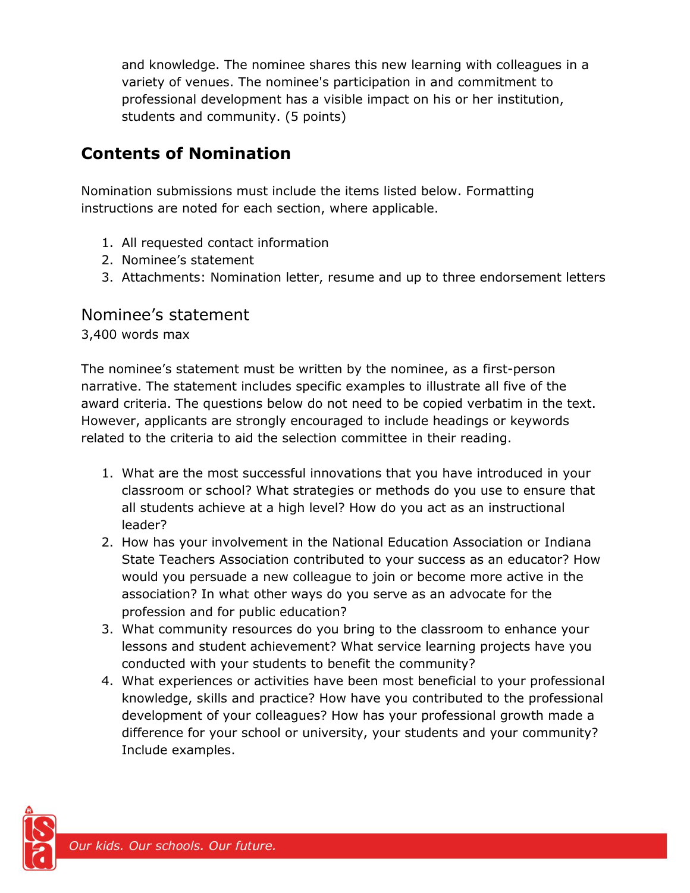and knowledge. The nominee shares this new learning with colleagues in a variety of venues. The nominee's participation in and commitment to professional development has a visible impact on his or her institution, students and community. (5 points)

## Contents of Nomination

Nomination submissions must include the items listed below. Formatting instructions are noted for each section, where applicable.

1. All requested contact information
2. Nominee's statement
3. Attachments: Nomination letter, resume and up to three endorsement letters

### Nominee's statement

3,400 words max

The nominee's statement must be written by the nominee, as a first-person narrative. The statement includes specific examples to illustrate all five of the award criteria. The questions below do not need to be copied verbatim in the text. However, applicants are strongly encouraged to include headings or keywords related to the criteria to aid the selection committee in their reading.

1. What are the most successful innovations that you have introduced in your classroom or school? What strategies or methods do you use to ensure that all students achieve at a high level? How do you act as an instructional leader?
2. How has your involvement in the National Education Association or Indiana State Teachers Association contributed to your success as an educator? How would you persuade a new colleague to join or become more active in the association? In what other ways do you serve as an advocate for the profession and for public education?
3. What community resources do you bring to the classroom to enhance your lessons and student achievement? What service learning projects have you conducted with your students to benefit the community?
4. What experiences or activities have been most beneficial to your professional knowledge, skills and practice? How have you contributed to the professional development of your colleagues? How has your professional growth made a difference for your school or university, your students and your community? Include examples.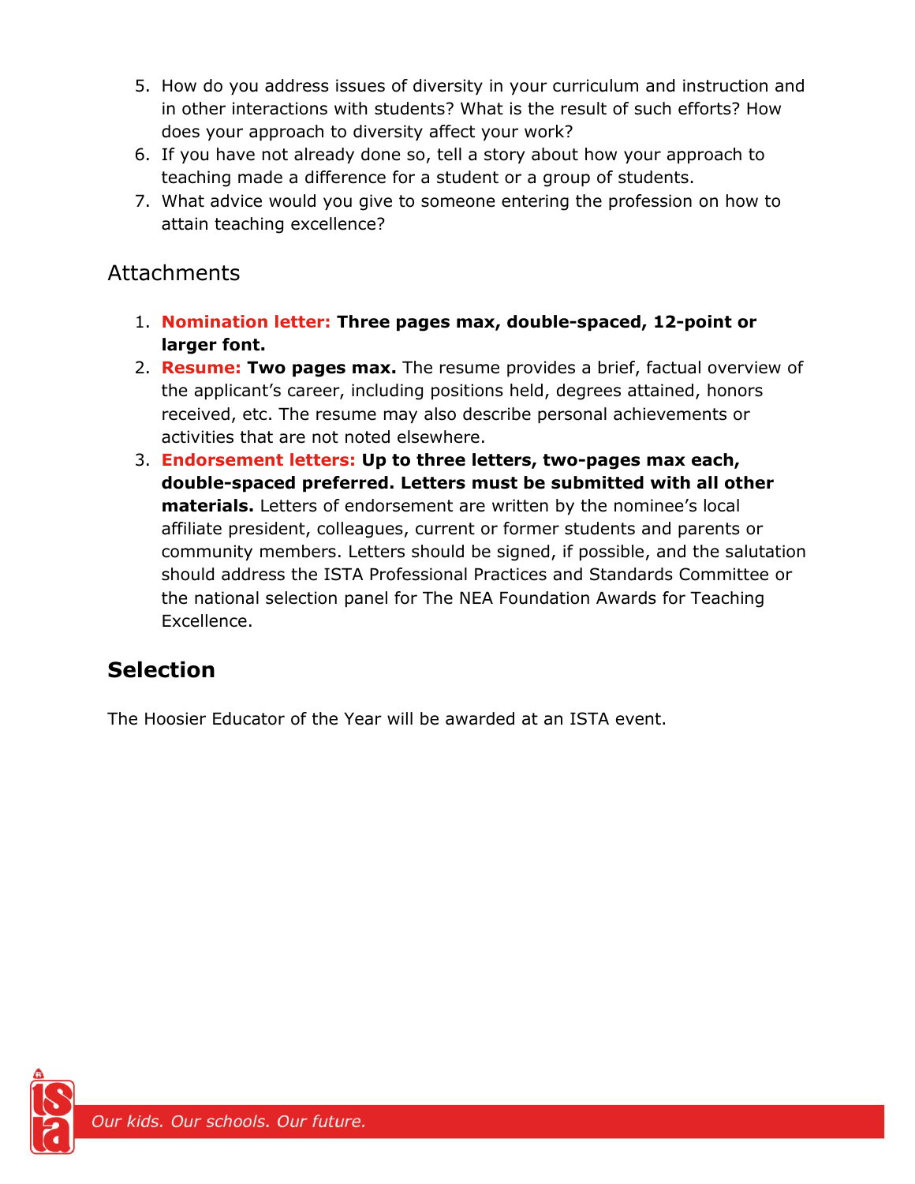5. How do you address issues of diversity in your curriculum and instruction and in other interactions with students? What is the result of such efforts? How does your approach to diversity affect your work?
6. If you have not already done so, tell a story about how your approach to teaching made a difference for a student or a group of students.
7. What advice would you give to someone entering the profession on how to attain teaching excellence?

## Attachments

1. **Nomination letter: Three pages max, double-spaced, 12-point or larger font.**
2. **Resume: Two pages max.** The resume provides a brief, factual overview of the applicant's career, including positions held, degrees attained, honors received, etc. The resume may also describe personal achievements or activities that are not noted elsewhere.
3. **Endorsement letters: Up to three letters, two-pages max each, double-spaced preferred. Letters must be submitted with all other materials.** Letters of endorsement are written by the nominee's local affiliate president, colleagues, current or former students and parents or community members. Letters should be signed, if possible, and the salutation should address the ISTA Professional Practices and Standards Committee or the national selection panel for The NEA Foundation Awards for Teaching Excellence.

## Selection

The Hoosier Educator of the Year will be awarded at an ISTA event.